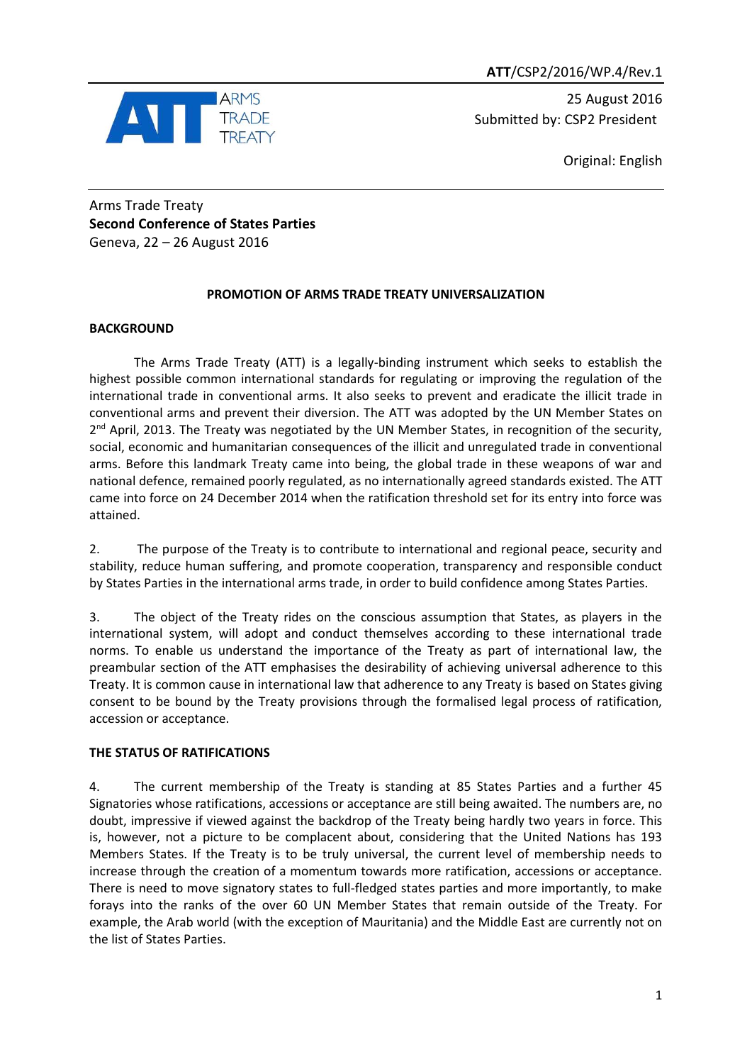ATT/CSP2/2016/WP.4/Rev.1

25 August 2016
Submitted by: CSP2 President

Original: English

Arms Trade Treaty
**Second Conference of States Parties**
Geneva, 22 – 26 August 2016

## PROMOTION OF ARMS TRADE TREATY UNIVERSALIZATION

### BACKGROUND

The Arms Trade Treaty (ATT) is a legally-binding instrument which seeks to establish the highest possible common international standards for regulating or improving the regulation of the international trade in conventional arms. It also seeks to prevent and eradicate the illicit trade in conventional arms and prevent their diversion. The ATT was adopted by the UN Member States on 2nd April, 2013. The Treaty was negotiated by the UN Member States, in recognition of the security, social, economic and humanitarian consequences of the illicit and unregulated trade in conventional arms. Before this landmark Treaty came into being, the global trade in these weapons of war and national defence, remained poorly regulated, as no internationally agreed standards existed. The ATT came into force on 24 December 2014 when the ratification threshold set for its entry into force was attained.

2. The purpose of the Treaty is to contribute to international and regional peace, security and stability, reduce human suffering, and promote cooperation, transparency and responsible conduct by States Parties in the international arms trade, in order to build confidence among States Parties.

3. The object of the Treaty rides on the conscious assumption that States, as players in the international system, will adopt and conduct themselves according to these international trade norms. To enable us understand the importance of the Treaty as part of international law, the preambular section of the ATT emphasises the desirability of achieving universal adherence to this Treaty. It is common cause in international law that adherence to any Treaty is based on States giving consent to be bound by the Treaty provisions through the formalised legal process of ratification, accession or acceptance.

### THE STATUS OF RATIFICATIONS

4. The current membership of the Treaty is standing at 85 States Parties and a further 45 Signatories whose ratifications, accessions or acceptance are still being awaited. The numbers are, no doubt, impressive if viewed against the backdrop of the Treaty being hardly two years in force. This is, however, not a picture to be complacent about, considering that the United Nations has 193 Members States. If the Treaty is to be truly universal, the current level of membership needs to increase through the creation of a momentum towards more ratification, accessions or acceptance. There is need to move signatory states to full-fledged states parties and more importantly, to make forays into the ranks of the over 60 UN Member States that remain outside of the Treaty. For example, the Arab world (with the exception of Mauritania) and the Middle East are currently not on the list of States Parties.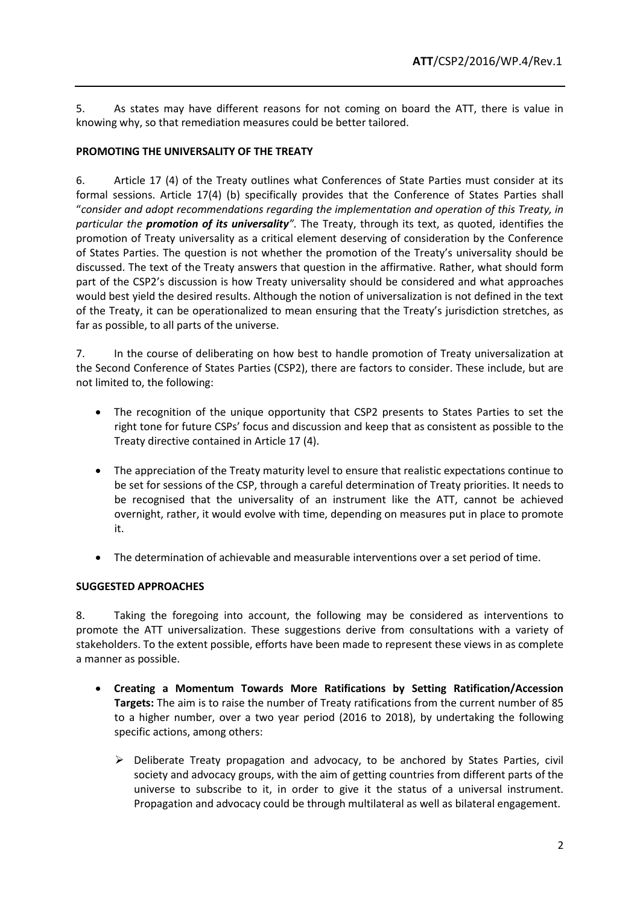5. As states may have different reasons for not coming on board the ATT, there is value in knowing why, so that remediation measures could be better tailored.

**PROMOTING THE UNIVERSALITY OF THE TREATY**

6. Article 17 (4) of the Treaty outlines what Conferences of State Parties must consider at its formal sessions. Article 17(4) (b) specifically provides that the Conference of States Parties shall "*consider and adopt recommendations regarding the implementation and operation of this Treaty, in particular the **promotion of its universality**".* The Treaty, through its text, as quoted, identifies the promotion of Treaty universality as a critical element deserving of consideration by the Conference of States Parties. The question is not whether the promotion of the Treaty's universality should be discussed. The text of the Treaty answers that question in the affirmative. Rather, what should form part of the CSP2's discussion is how Treaty universality should be considered and what approaches would best yield the desired results. Although the notion of universalization is not defined in the text of the Treaty, it can be operationalized to mean ensuring that the Treaty's jurisdiction stretches, as far as possible, to all parts of the universe.

7. In the course of deliberating on how best to handle promotion of Treaty universalization at the Second Conference of States Parties (CSP2), there are factors to consider. These include, but are not limited to, the following:

- The recognition of the unique opportunity that CSP2 presents to States Parties to set the right tone for future CSPs' focus and discussion and keep that as consistent as possible to the Treaty directive contained in Article 17 (4).
- The appreciation of the Treaty maturity level to ensure that realistic expectations continue to be set for sessions of the CSP, through a careful determination of Treaty priorities. It needs to be recognised that the universality of an instrument like the ATT, cannot be achieved overnight, rather, it would evolve with time, depending on measures put in place to promote it.
- The determination of achievable and measurable interventions over a set period of time.

**SUGGESTED APPROACHES**

8. Taking the foregoing into account, the following may be considered as interventions to promote the ATT universalization. These suggestions derive from consultations with a variety of stakeholders. To the extent possible, efforts have been made to represent these views in as complete a manner as possible.

- **Creating a Momentum Towards More Ratifications by Setting Ratification/Accession Targets:** The aim is to raise the number of Treaty ratifications from the current number of 85 to a higher number, over a two year period (2016 to 2018), by undertaking the following specific actions, among others:
    - Deliberate Treaty propagation and advocacy, to be anchored by States Parties, civil society and advocacy groups, with the aim of getting countries from different parts of the universe to subscribe to it, in order to give it the status of a universal instrument. Propagation and advocacy could be through multilateral as well as bilateral engagement.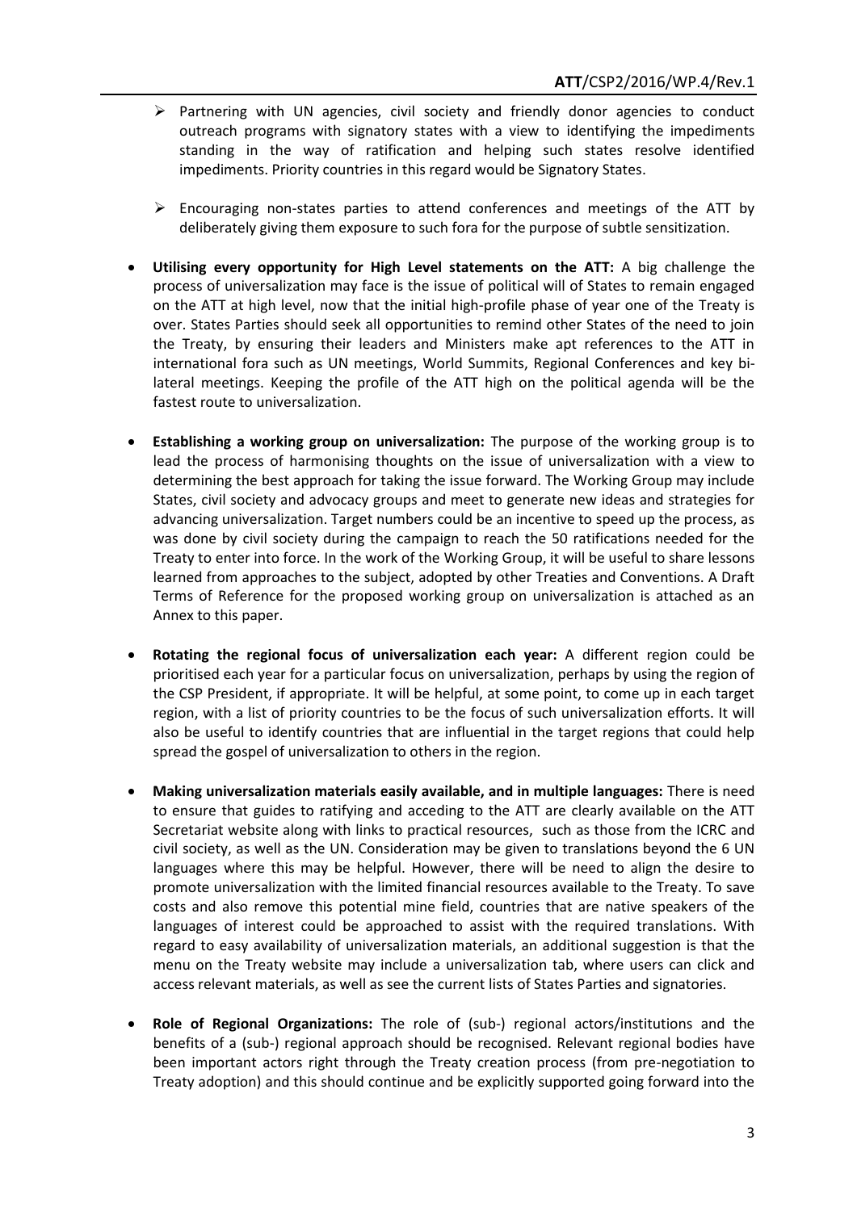- Partnering with UN agencies, civil society and friendly donor agencies to conduct outreach programs with signatory states with a view to identifying the impediments standing in the way of ratification and helping such states resolve identified impediments. Priority countries in this regard would be Signatory States.

- Encouraging non-states parties to attend conferences and meetings of the ATT by deliberately giving them exposure to such fora for the purpose of subtle sensitization.

- **Utilising every opportunity for High Level statements on the ATT:** A big challenge the process of universalization may face is the issue of political will of States to remain engaged on the ATT at high level, now that the initial high-profile phase of year one of the Treaty is over. States Parties should seek all opportunities to remind other States of the need to join the Treaty, by ensuring their leaders and Ministers make apt references to the ATT in international fora such as UN meetings, World Summits, Regional Conferences and key bi-lateral meetings. Keeping the profile of the ATT high on the political agenda will be the fastest route to universalization.

- **Establishing a working group on universalization:** The purpose of the working group is to lead the process of harmonising thoughts on the issue of universalization with a view to determining the best approach for taking the issue forward. The Working Group may include States, civil society and advocacy groups and meet to generate new ideas and strategies for advancing universalization. Target numbers could be an incentive to speed up the process, as was done by civil society during the campaign to reach the 50 ratifications needed for the Treaty to enter into force. In the work of the Working Group, it will be useful to share lessons learned from approaches to the subject, adopted by other Treaties and Conventions. A Draft Terms of Reference for the proposed working group on universalization is attached as an Annex to this paper.

- **Rotating the regional focus of universalization each year:** A different region could be prioritised each year for a particular focus on universalization, perhaps by using the region of the CSP President, if appropriate. It will be helpful, at some point, to come up in each target region, with a list of priority countries to be the focus of such universalization efforts. It will also be useful to identify countries that are influential in the target regions that could help spread the gospel of universalization to others in the region.

- **Making universalization materials easily available, and in multiple languages:** There is need to ensure that guides to ratifying and acceding to the ATT are clearly available on the ATT Secretariat website along with links to practical resources, such as those from the ICRC and civil society, as well as the UN. Consideration may be given to translations beyond the 6 UN languages where this may be helpful. However, there will be need to align the desire to promote universalization with the limited financial resources available to the Treaty. To save costs and also remove this potential mine field, countries that are native speakers of the languages of interest could be approached to assist with the required translations. With regard to easy availability of universalization materials, an additional suggestion is that the menu on the Treaty website may include a universalization tab, where users can click and access relevant materials, as well as see the current lists of States Parties and signatories.

- **Role of Regional Organizations:** The role of (sub-) regional actors/institutions and the benefits of a (sub-) regional approach should be recognised. Relevant regional bodies have been important actors right through the Treaty creation process (from pre-negotiation to Treaty adoption) and this should continue and be explicitly supported going forward into the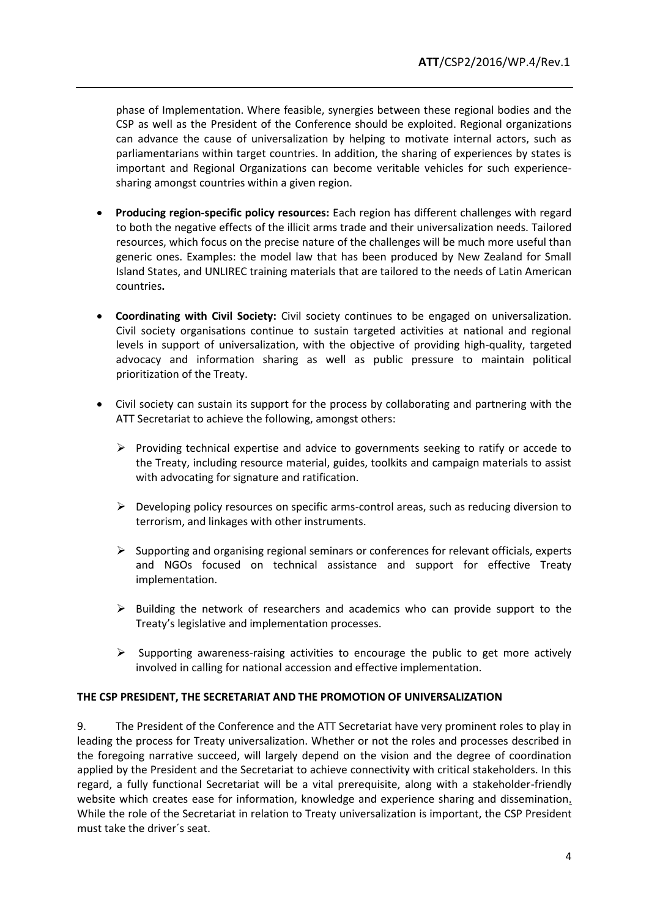phase of Implementation. Where feasible, synergies between these regional bodies and the CSP as well as the President of the Conference should be exploited. Regional organizations can advance the cause of universalization by helping to motivate internal actors, such as parliamentarians within target countries. In addition, the sharing of experiences by states is important and Regional Organizations can become veritable vehicles for such experience-sharing amongst countries within a given region.

- **Producing region-specific policy resources:** Each region has different challenges with regard to both the negative effects of the illicit arms trade and their universalization needs. Tailored resources, which focus on the precise nature of the challenges will be much more useful than generic ones. Examples: the model law that has been produced by New Zealand for Small Island States, and UNLIREC training materials that are tailored to the needs of Latin American countries**.**

- **Coordinating with Civil Society:** Civil society continues to be engaged on universalization. Civil society organisations continue to sustain targeted activities at national and regional levels in support of universalization, with the objective of providing high-quality, targeted advocacy and information sharing as well as public pressure to maintain political prioritization of the Treaty.

- Civil society can sustain its support for the process by collaborating and partnering with the ATT Secretariat to achieve the following, amongst others:

  - Providing technical expertise and advice to governments seeking to ratify or accede to the Treaty, including resource material, guides, toolkits and campaign materials to assist with advocating for signature and ratification.

  - Developing policy resources on specific arms-control areas, such as reducing diversion to terrorism, and linkages with other instruments.

  - Supporting and organising regional seminars or conferences for relevant officials, experts and NGOs focused on technical assistance and support for effective Treaty implementation.

  - Building the network of researchers and academics who can provide support to the Treaty's legislative and implementation processes.

  - Supporting awareness-raising activities to encourage the public to get more actively involved in calling for national accession and effective implementation.

**THE CSP PRESIDENT, THE SECRETARIAT AND THE PROMOTION OF UNIVERSALIZATION**

9. The President of the Conference and the ATT Secretariat have very prominent roles to play in leading the process for Treaty universalization. Whether or not the roles and processes described in the foregoing narrative succeed, will largely depend on the vision and the degree of coordination applied by the President and the Secretariat to achieve connectivity with critical stakeholders. In this regard, a fully functional Secretariat will be a vital prerequisite, along with a stakeholder-friendly website which creates ease for information, knowledge and experience sharing and dissemination. While the role of the Secretariat in relation to Treaty universalization is important, the CSP President must take the driver´s seat.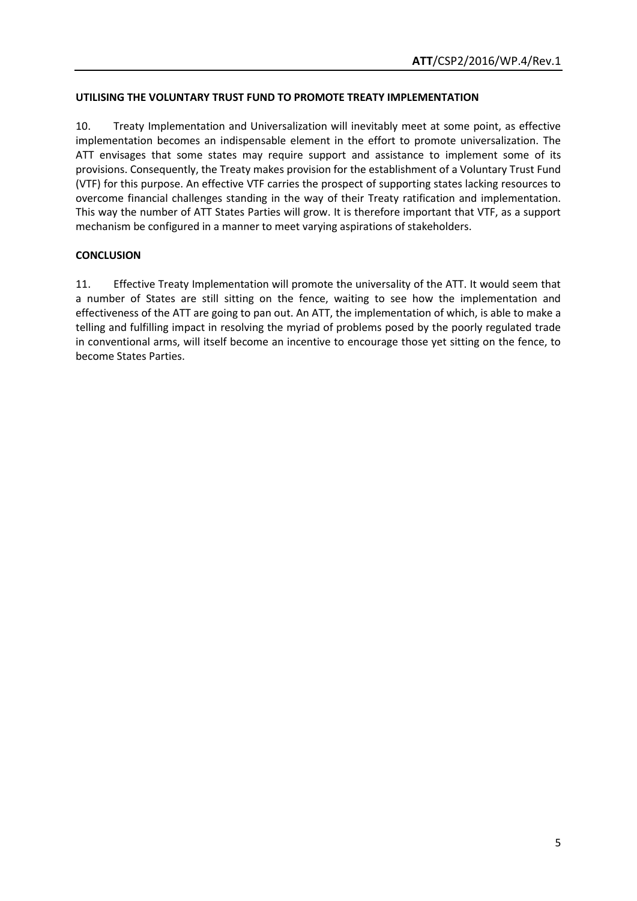## UTILISING THE VOLUNTARY TRUST FUND TO PROMOTE TREATY IMPLEMENTATION

10. Treaty Implementation and Universalization will inevitably meet at some point, as effective implementation becomes an indispensable element in the effort to promote universalization. The ATT envisages that some states may require support and assistance to implement some of its provisions. Consequently, the Treaty makes provision for the establishment of a Voluntary Trust Fund (VTF) for this purpose. An effective VTF carries the prospect of supporting states lacking resources to overcome financial challenges standing in the way of their Treaty ratification and implementation. This way the number of ATT States Parties will grow. It is therefore important that VTF, as a support mechanism be configured in a manner to meet varying aspirations of stakeholders.

## CONCLUSION

11. Effective Treaty Implementation will promote the universality of the ATT. It would seem that a number of States are still sitting on the fence, waiting to see how the implementation and effectiveness of the ATT are going to pan out. An ATT, the implementation of which, is able to make a telling and fulfilling impact in resolving the myriad of problems posed by the poorly regulated trade in conventional arms, will itself become an incentive to encourage those yet sitting on the fence, to become States Parties.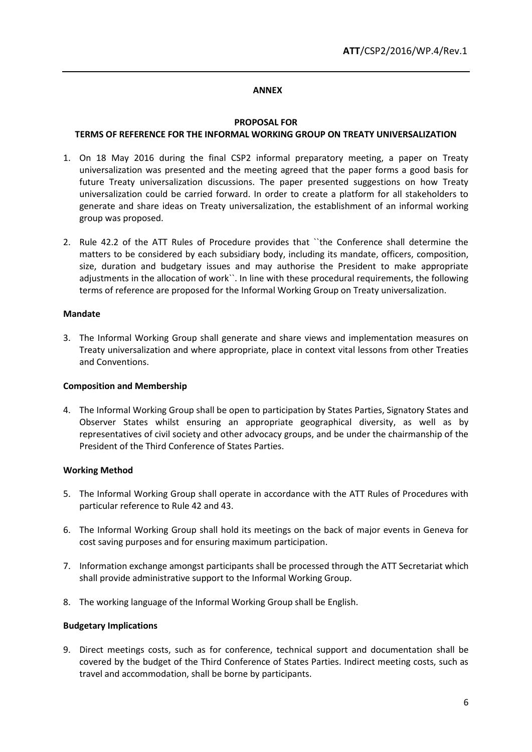**ANNEX**

**PROPOSAL FOR**
**TERMS OF REFERENCE FOR THE INFORMAL WORKING GROUP ON TREATY UNIVERSALIZATION**

1. On 18 May 2016 during the final CSP2 informal preparatory meeting, a paper on Treaty universalization was presented and the meeting agreed that the paper forms a good basis for future Treaty universalization discussions. The paper presented suggestions on how Treaty universalization could be carried forward. In order to create a platform for all stakeholders to generate and share ideas on Treaty universalization, the establishment of an informal working group was proposed.

2. Rule 42.2 of the ATT Rules of Procedure provides that ``the Conference shall determine the matters to be considered by each subsidiary body, including its mandate, officers, composition, size, duration and budgetary issues and may authorise the President to make appropriate adjustments in the allocation of work``. In line with these procedural requirements, the following terms of reference are proposed for the Informal Working Group on Treaty universalization.

**Mandate**

3. The Informal Working Group shall generate and share views and implementation measures on Treaty universalization and where appropriate, place in context vital lessons from other Treaties and Conventions.

**Composition and Membership**

4. The Informal Working Group shall be open to participation by States Parties, Signatory States and Observer States whilst ensuring an appropriate geographical diversity, as well as by representatives of civil society and other advocacy groups, and be under the chairmanship of the President of the Third Conference of States Parties.

**Working Method**

5. The Informal Working Group shall operate in accordance with the ATT Rules of Procedures with particular reference to Rule 42 and 43.

6. The Informal Working Group shall hold its meetings on the back of major events in Geneva for cost saving purposes and for ensuring maximum participation.

7. Information exchange amongst participants shall be processed through the ATT Secretariat which shall provide administrative support to the Informal Working Group.

8. The working language of the Informal Working Group shall be English.

**Budgetary Implications**

9. Direct meetings costs, such as for conference, technical support and documentation shall be covered by the budget of the Third Conference of States Parties. Indirect meeting costs, such as travel and accommodation, shall be borne by participants.